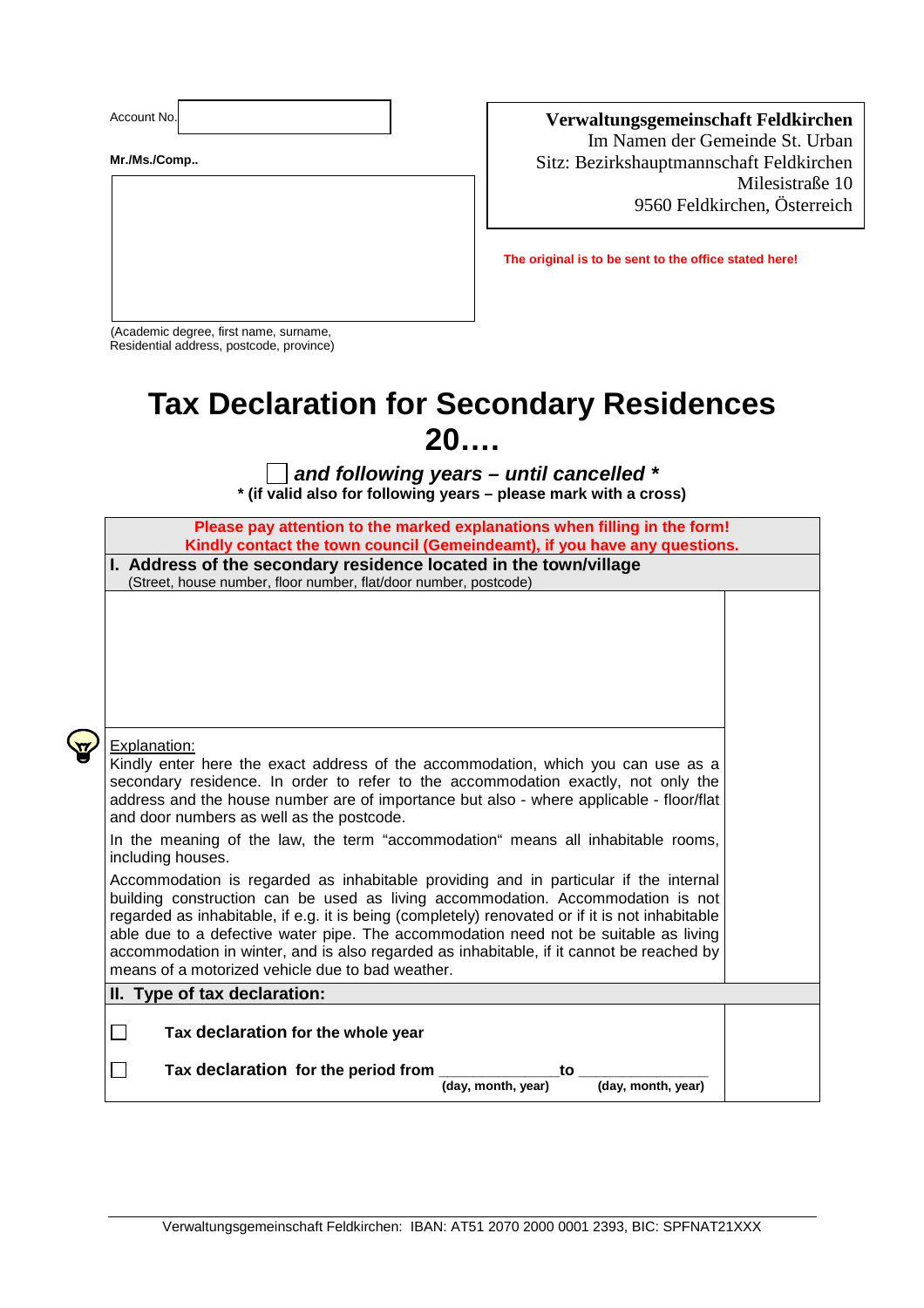Account No. ____________________

**Mr./Ms./Comp..**

(Academic degree, first name, surname,
Residential address, postcode, province)

**Verwaltungsgemeinschaft Feldkirchen**
Im Namen der Gemeinde St. Urban
Sitz: Bezirkshauptmannschaft Feldkirchen
Milesistraße 10
9560 Feldkirchen, Österreich

**The original is to be sent to the office stated here!**

# Tax Declaration for Secondary Residences 20….

☐ ***and following years – until cancelled \****

**\* (if valid also for following years – please mark with a cross)**

**Please pay attention to the marked explanations when filling in the form!**
**Kindly contact the town council (Gemeindeamt), if you have any questions.**

## I. Address of the secondary residence located in the town/village

(Street, house number, floor number, flat/door number, postcode)

Explanation:

Kindly enter here the exact address of the accommodation, which you can use as a secondary residence. In order to refer to the accommodation exactly, not only the address and the house number are of importance but also - where applicable - floor/flat and door numbers as well as the postcode.

In the meaning of the law, the term "accommodation" means all inhabitable rooms, including houses.

Accommodation is regarded as inhabitable providing and in particular if the internal building construction can be used as living accommodation. Accommodation is not regarded as inhabitable, if e.g. it is being (completely) renovated or if it is not inhabitable able due to a defective water pipe. The accommodation need not be suitable as living accommodation in winter, and is also regarded as inhabitable, if it cannot be reached by means of a motorized vehicle due to bad weather.

## II. Type of tax declaration:

☐ **Tax declaration for the whole year**

☐ **Tax declaration for the period from** ______________ **to** ______________
**(day, month, year)** **(day, month, year)**

Verwaltungsgemeinschaft Feldkirchen: IBAN: AT51 2070 2000 0001 2393, BIC: SPFNAT21XXX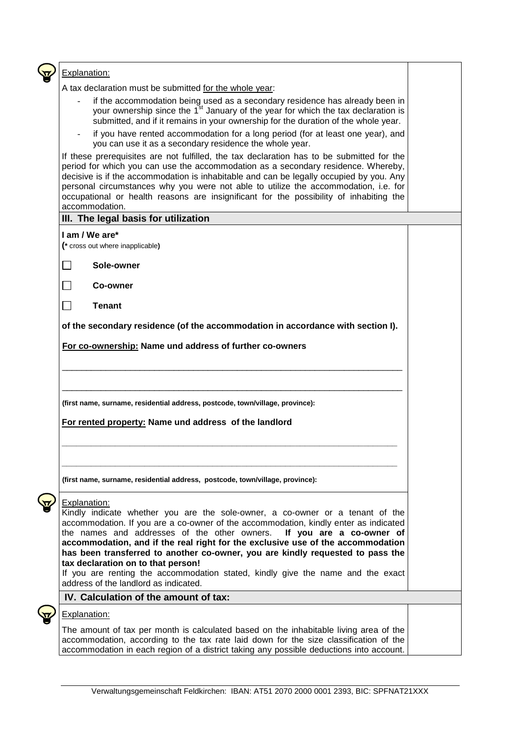Explanation:

A tax declaration must be submitted for the whole year:

- if the accommodation being used as a secondary residence has already been in your ownership since the 1st January of the year for which the tax declaration is submitted, and if it remains in your ownership for the duration of the whole year.
- if you have rented accommodation for a long period (for at least one year), and you can use it as a secondary residence the whole year.

If these prerequisites are not fulfilled, the tax declaration has to be submitted for the period for which you can use the accommodation as a secondary residence. Whereby, decisive is if the accommodation is inhabitable and can be legally occupied by you. Any personal circumstances why you were not able to utilize the accommodation, i.e. for occupational or health reasons are insignificant for the possibility of inhabiting the accommodation.

## III. The legal basis for utilization

**I am / We are***
**(*** cross out where inapplicable**)**

- ☐ **Sole-owner**
- ☐ **Co-owner**
- ☐ **Tenant**

**of the secondary residence (of the accommodation in accordance with section I).**

**For co-ownership: Name und address of further co-owners**

\_\_\_\_\_\_\_\_\_\_\_\_\_\_\_\_\_\_\_\_\_\_\_\_\_\_\_\_\_\_\_\_\_\_\_\_\_\_\_\_\_\_\_\_\_\_\_\_\_\_\_\_\_\_\_\_\_\_\_\_\_\_\_\_

\_\_\_\_\_\_\_\_\_\_\_\_\_\_\_\_\_\_\_\_\_\_\_\_\_\_\_\_\_\_\_\_\_\_\_\_\_\_\_\_\_\_\_\_\_\_\_\_\_\_\_\_\_\_\_\_\_\_\_\_\_\_\_\_

**(first name, surname, residential address, postcode, town/village, province):**

**For rented property: Name und address of the landlord**

\_\_\_\_\_\_\_\_\_\_\_\_\_\_\_\_\_\_\_\_\_\_\_\_\_\_\_\_\_\_\_\_\_\_\_\_\_\_\_\_\_\_\_\_\_\_\_\_\_\_\_\_\_\_\_\_\_\_\_\_\_\_\_\_

\_\_\_\_\_\_\_\_\_\_\_\_\_\_\_\_\_\_\_\_\_\_\_\_\_\_\_\_\_\_\_\_\_\_\_\_\_\_\_\_\_\_\_\_\_\_\_\_\_\_\_\_\_\_\_\_\_\_\_\_\_\_\_\_

**(first name, surname, residential address, postcode, town/village, province):**

Explanation:
Kindly indicate whether you are the sole-owner, a co-owner or a tenant of the accommodation. If you are a co-owner of the accommodation, kindly enter as indicated the names and addresses of the other owners. **If you are a co-owner of accommodation, and if the real right for the exclusive use of the accommodation has been transferred to another co-owner, you are kindly requested to pass the tax declaration on to that person!**
If you are renting the accommodation stated, kindly give the name and the exact address of the landlord as indicated.

## IV. Calculation of the amount of tax:

Explanation:

The amount of tax per month is calculated based on the inhabitable living area of the accommodation, according to the tax rate laid down for the size classification of the accommodation in each region of a district taking any possible deductions into account.

Verwaltungsgemeinschaft Feldkirchen: IBAN: AT51 2070 2000 0001 2393, BIC: SPFNAT21XXX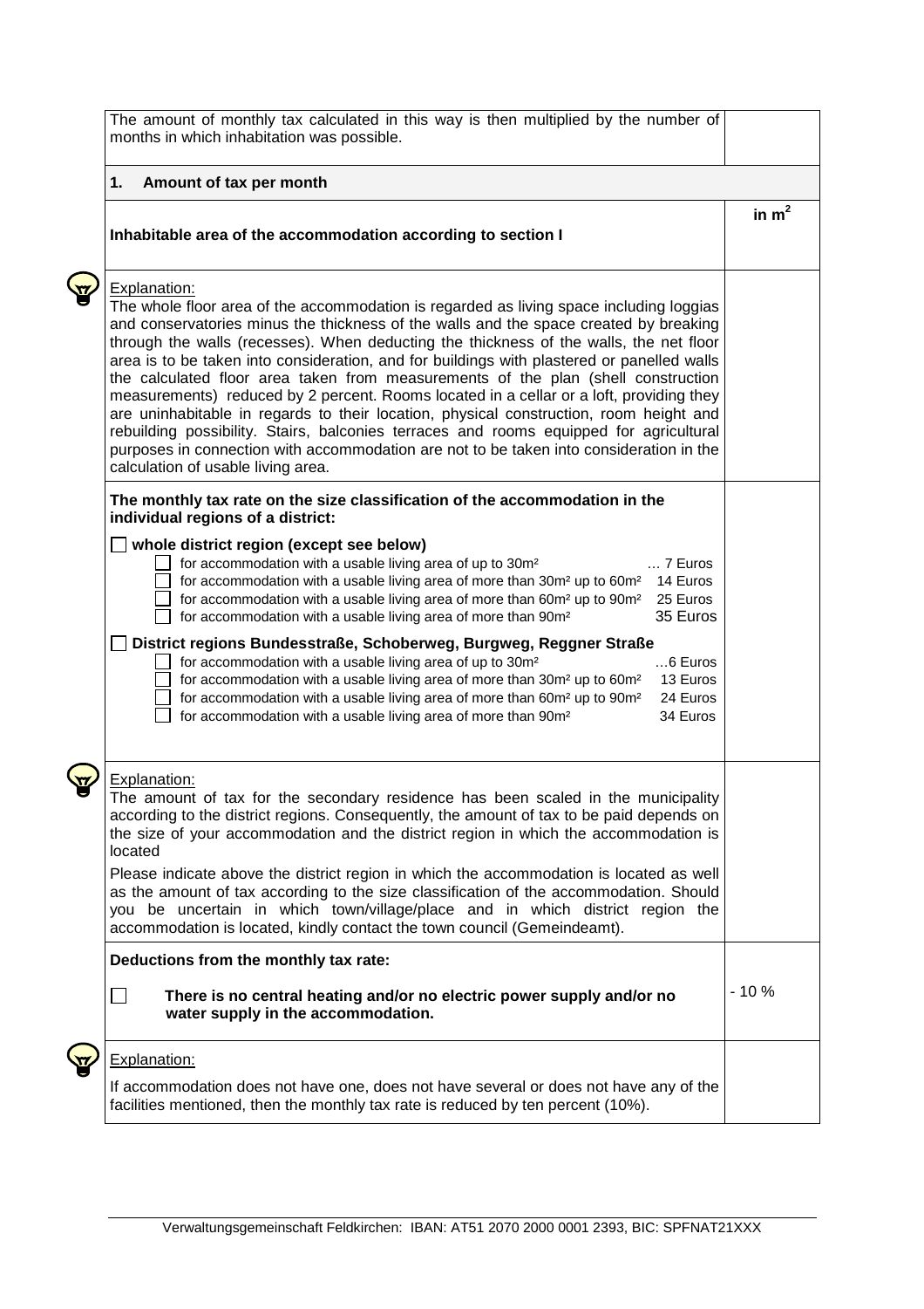| | |
|---|---|
| The amount of monthly tax calculated in this way is then multiplied by the number of months in which inhabitation was possible. | |
| **1. Amount of tax per month** | |
| **Inhabitable area of the accommodation according to section I** | **in m²** |
| Explanation:<br>The whole floor area of the accommodation is regarded as living space including loggias and conservatories minus the thickness of the walls and the space created by breaking through the walls (recesses). When deducting the thickness of the walls, the net floor area is to be taken into consideration, and for buildings with plastered or panelled walls the calculated floor area taken from measurements of the plan (shell construction measurements) reduced by 2 percent. Rooms located in a cellar or a loft, providing they are uninhabitable in regards to their location, physical construction, room height and rebuilding possibility. Stairs, balconies terraces and rooms equipped for agricultural purposes in connection with accommodation are not to be taken into consideration in the calculation of usable living area. | |
| **The monthly tax rate on the size classification of the accommodation in the individual regions of a district:**<br><br>☐ **whole district region (except see below)**<br>☐ for accommodation with a usable living area of up to 30m² … 7 Euros<br>☐ for accommodation with a usable living area of more than 30m² up to 60m² 14 Euros<br>☐ for accommodation with a usable living area of more than 60m² up to 90m² 25 Euros<br>☐ for accommodation with a usable living area of more than 90m² 35 Euros<br><br>☐ **District regions Bundesstraße, Schoberweg, Burgweg, Reggner Straße**<br>☐ for accommodation with a usable living area of up to 30m² …6 Euros<br>☐ for accommodation with a usable living area of more than 30m² up to 60m² 13 Euros<br>☐ for accommodation with a usable living area of more than 60m² up to 90m² 24 Euros<br>☐ for accommodation with a usable living area of more than 90m² 34 Euros | |
| Explanation:<br>The amount of tax for the secondary residence has been scaled in the municipality according to the district regions. Consequently, the amount of tax to be paid depends on the size of your accommodation and the district region in which the accommodation is located<br><br>Please indicate above the district region in which the accommodation is located as well as the amount of tax according to the size classification of the accommodation. Should you be uncertain in which town/village/place and in which district region the accommodation is located, kindly contact the town council (Gemeindeamt). | |
| **Deductions from the monthly tax rate:**<br><br>☐ **There is no central heating and/or no electric power supply and/or no water supply in the accommodation.** | - 10 % |
| Explanation:<br><br>If accommodation does not have one, does not have several or does not have any of the facilities mentioned, then the monthly tax rate is reduced by ten percent (10%). | |

Verwaltungsgemeinschaft Feldkirchen: IBAN: AT51 2070 2000 0001 2393, BIC: SPFNAT21XXX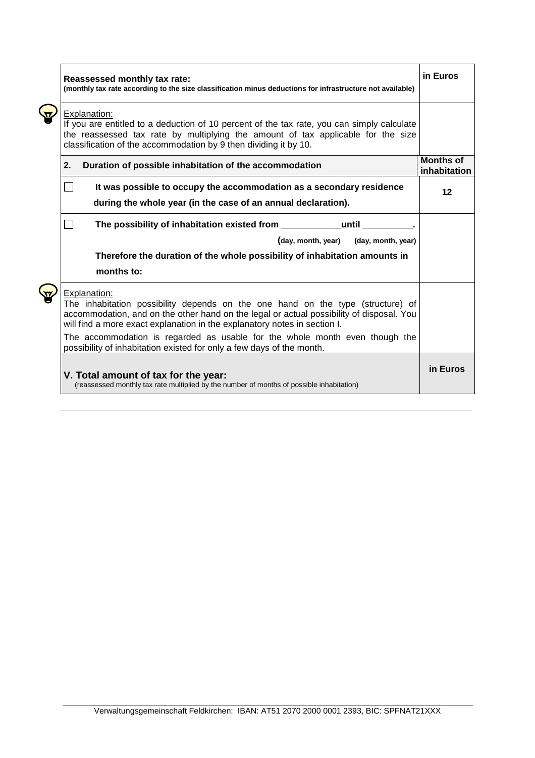| **Reassessed monthly tax rate:** (monthly tax rate according to the size classification minus deductions for infrastructure not available) | **in Euros** |
|---|---|
| Explanation: If you are entitled to a deduction of 10 percent of the tax rate, you can simply calculate the reassessed tax rate by multiplying the amount of tax applicable for the size classification of the accommodation by 9 then dividing it by 10. | |
| **2. Duration of possible inhabitation of the accommodation** | **Months of inhabitation** |
| ☐ **It was possible to occupy the accommodation as a secondary residence during the whole year (in the case of an annual declaration).** | **12** |
| ☐ **The possibility of inhabitation existed from ___________until _________.** (day, month, year) (day, month, year) **Therefore the duration of the whole possibility of inhabitation amounts in months to:** | |
| Explanation: The inhabitation possibility depends on the one hand on the type (structure) of accommodation, and on the other hand on the legal or actual possibility of disposal. You will find a more exact explanation in the explanatory notes in section I. The accommodation is regarded as usable for the whole month even though the possibility of inhabitation existed for only a few days of the month. | |
| **V. Total amount of tax for the year:** (reassessed monthly tax rate multiplied by the number of months of possible inhabitation) | **in Euros** |

Verwaltungsgemeinschaft Feldkirchen: IBAN: AT51 2070 2000 0001 2393, BIC: SPFNAT21XXX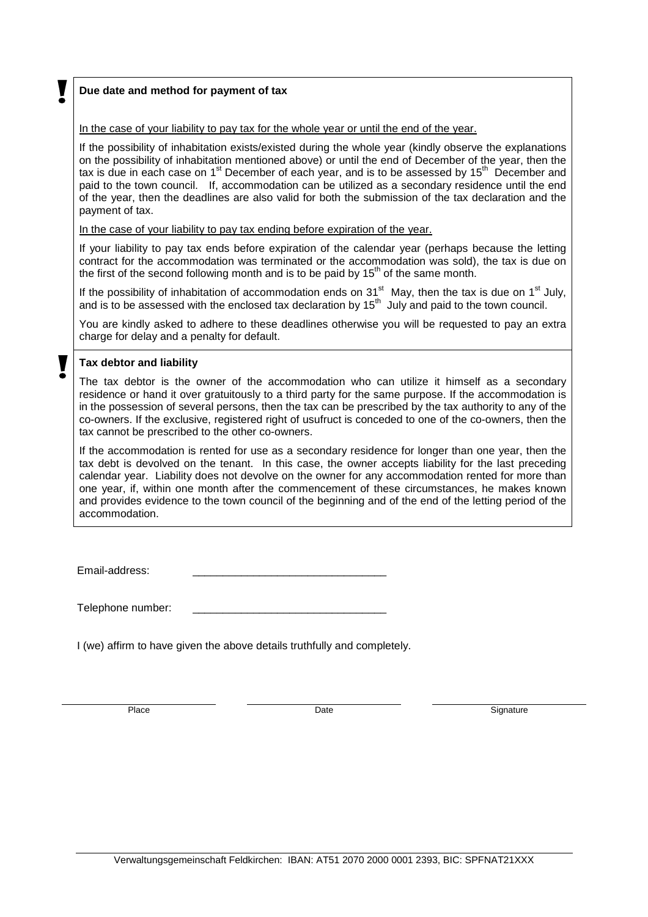**Due date and method for payment of tax**

In the case of your liability to pay tax for the whole year or until the end of the year.

If the possibility of inhabitation exists/existed during the whole year (kindly observe the explanations on the possibility of inhabitation mentioned above) or until the end of December of the year, then the tax is due in each case on 1st December of each year, and is to be assessed by 15th December and paid to the town council. If, accommodation can be utilized as a secondary residence until the end of the year, then the deadlines are also valid for both the submission of the tax declaration and the payment of tax.

In the case of your liability to pay tax ending before expiration of the year.

If your liability to pay tax ends before expiration of the calendar year (perhaps because the letting contract for the accommodation was terminated or the accommodation was sold), the tax is due on the first of the second following month and is to be paid by 15th of the same month.

If the possibility of inhabitation of accommodation ends on 31st May, then the tax is due on 1st July, and is to be assessed with the enclosed tax declaration by 15th July and paid to the town council.

You are kindly asked to adhere to these deadlines otherwise you will be requested to pay an extra charge for delay and a penalty for default.

**Tax debtor and liability**

The tax debtor is the owner of the accommodation who can utilize it himself as a secondary residence or hand it over gratuitously to a third party for the same purpose. If the accommodation is in the possession of several persons, then the tax can be prescribed by the tax authority to any of the co-owners. If the exclusive, registered right of usufruct is conceded to one of the co-owners, then the tax cannot be prescribed to the other co-owners.

If the accommodation is rented for use as a secondary residence for longer than one year, then the tax debt is devolved on the tenant. In this case, the owner accepts liability for the last preceding calendar year. Liability does not devolve on the owner for any accommodation rented for more than one year, if, within one month after the commencement of these circumstances, he makes known and provides evidence to the town council of the beginning and of the end of the letting period of the accommodation.

Email-address: ________________________________

Telephone number: ________________________________

I (we) affirm to have given the above details truthfully and completely.

| Place | Date | Signature |
|---|---|---|

Verwaltungsgemeinschaft Feldkirchen: IBAN: AT51 2070 2000 0001 2393, BIC: SPFNAT21XXX